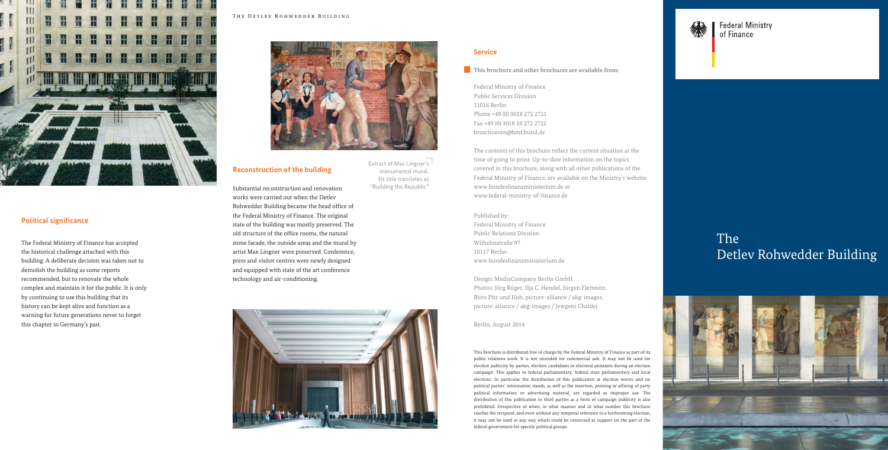## Political significance

The Federal Ministry of Finance has accepted the historical challenge attached with this building. A deliberate decision was taken not to demolish the building as some reports recommended, but to renovate the whole complex and maintain it for the public. It is only by continuing to use this building that its history can be kept alive and function as a warning for future generations never to forget this chapter in Germany's past.

THE DETLEV ROHWEDDER BUILDING

Extract of Max Lingner's monumental mural. Its title translates as "Building the Republic"

## Reconstruction of the building

Substantial reconstruction and renovation works were carried out when the Detlev Rohwedder Building became the head office of the Federal Ministry of Finance. The original state of the building was mostly preserved. The old structure of the office rooms, the natural stone facade, the outside areas and the mural by artist Max Lingner were preserved. Conference, press and visitor centres were newly designed and equipped with state of the art conference technology and air-conditioning.

## Service

**This brochure and other brochures are available from:**

Federal Ministry of Finance
Public Services Division
11016 Berlin
Phone +49 (0) 3018 272 2721
Fax +49 (0) 3018 10 272 2721
broschueren@bmf.bund.de

The contents of this brochure reflect the current situation at the time of going to print. Up-to-date information on the topics covered in this brochure, along with all other publications of the Federal Ministry of Finance, are available on the Ministry's website: www.bundesfinanzministerium.de or www.federal-ministry-of-finance.de

Published by:
Federal Ministry of Finance
Public Relations Division
Wilhelmstraße 97
10117 Berlin
www.bundesfinanzministerium.de

Design: MediaCompany Berlin GmbH
Photos: Jörg Rüger, Ilja C. Hendel, Jürgen Flemnitz, Büro Pitz und Hoh, picture-alliance / akg-images, picture-alliance / akg-images / Jewgeni Chaldej

Berlin, August 2014

This brochure is distributed free of charge by the Federal Ministry of Finance as part of its public relations work. It is not intended for commercial sale. It may not be used for election publicity by parties, election candidates or electoral assistants during an election campaign. This applies to federal parliamentary, federal state parliamentary and local elections. In particular the distribution of this publication at election events and on political parties' information stands, as well as the insertion, printing or affixing of party political information or advertising material, are regarded as improper use. The distribution of this publication to third parties as a form of campaign publicity is also prohibited. Irrespective of when, in what manner and in what number this brochure reaches the recipient, and even without any temporal reference to a forthcoming election, it may not be used in any way which could be construed as support on the part of the federal government for specific political groups.

Federal Ministry of Finance

# The Detlev Rohwedder Building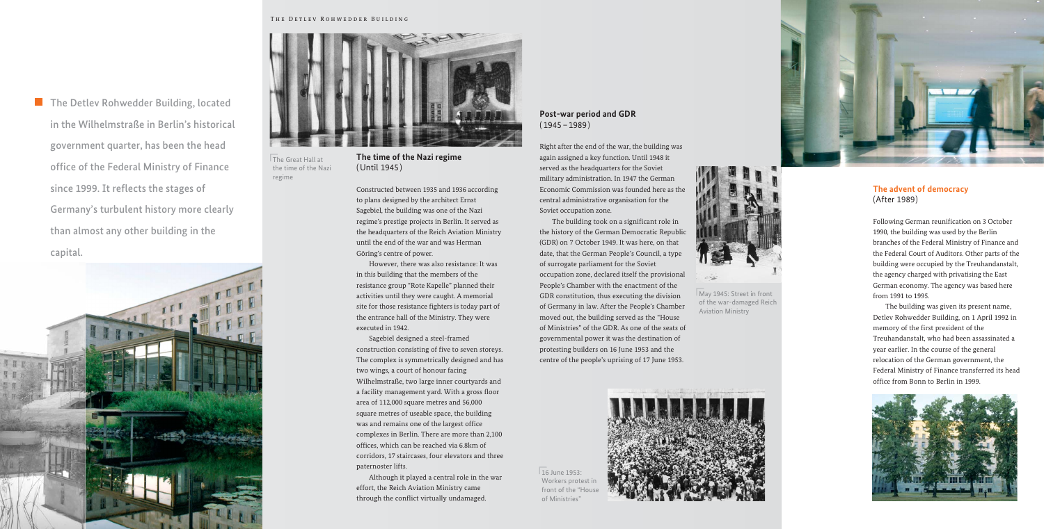The Detlev Rohwedder Building, located in the Wilhelmstraße in Berlin's historical government quarter, has been the head office of the Federal Ministry of Finance since 1999. It reflects the stages of Germany's turbulent history more clearly than almost any other building in the capital.

The Great Hall at the time of the Nazi regime

## The time of the Nazi regime
(Until 1945)

Constructed between 1935 and 1936 according to plans designed by the architect Ernst Sagebiel, the building was one of the Nazi regime's prestige projects in Berlin. It served as the headquarters of the Reich Aviation Ministry until the end of the war and was Herman Göring's centre of power.

However, there was also resistance: It was in this building that the members of the resistance group "Rote Kapelle" planned their activities until they were caught. A memorial site for those resistance fighters is today part of the entrance hall of the Ministry. They were executed in 1942.

Sagebiel designed a steel-framed construction consisting of five to seven storeys. The complex is symmetrically designed and has two wings, a court of honour facing Wilhelmstraße, two large inner courtyards and a facility management yard. With a gross floor area of 112,000 square metres and 56,000 square metres of useable space, the building was and remains one of the largest office complexes in Berlin. There are more than 2,100 offices, which can be reached via 6.8km of corridors, 17 staircases, four elevators and three paternoster lifts.

Although it played a central role in the war effort, the Reich Aviation Ministry came through the conflict virtually undamaged.

## Post-war period and GDR
(1945 – 1989)

Right after the end of the war, the building was again assigned a key function. Until 1948 it served as the headquarters for the Soviet military administration. In 1947 the German Economic Commission was founded here as the central administrative organisation for the Soviet occupation zone.

The building took on a significant role in the history of the German Democratic Republic (GDR) on 7 October 1949. It was here, on that date, that the German People's Council, a type of surrogate parliament for the Soviet occupation zone, declared itself the provisional People's Chamber with the enactment of the GDR constitution, thus executing the division of Germany in law. After the People's Chamber moved out, the building served as the "House of Ministries" of the GDR. As one of the seats of governmental power it was the destination of protesting builders on 16 June 1953 and the centre of the people's uprising of 17 June 1953.

May 1945: Street in front of the war-damaged Reich Aviation Ministry

16 June 1953: Workers protest in front of the "House of Ministries"

## The advent of democracy
(After 1989)

Following German reunification on 3 October 1990, the building was used by the Berlin branches of the Federal Ministry of Finance and the Federal Court of Auditors. Other parts of the building were occupied by the Treuhandanstalt, the agency charged with privatising the East German economy. The agency was based here from 1991 to 1995.

The building was given its present name, Detlev Rohwedder Building, on 1 April 1992 in memory of the first president of the Treuhandanstalt, who had been assassinated a year earlier. In the course of the general relocation of the German government, the Federal Ministry of Finance transferred its head office from Bonn to Berlin in 1999.